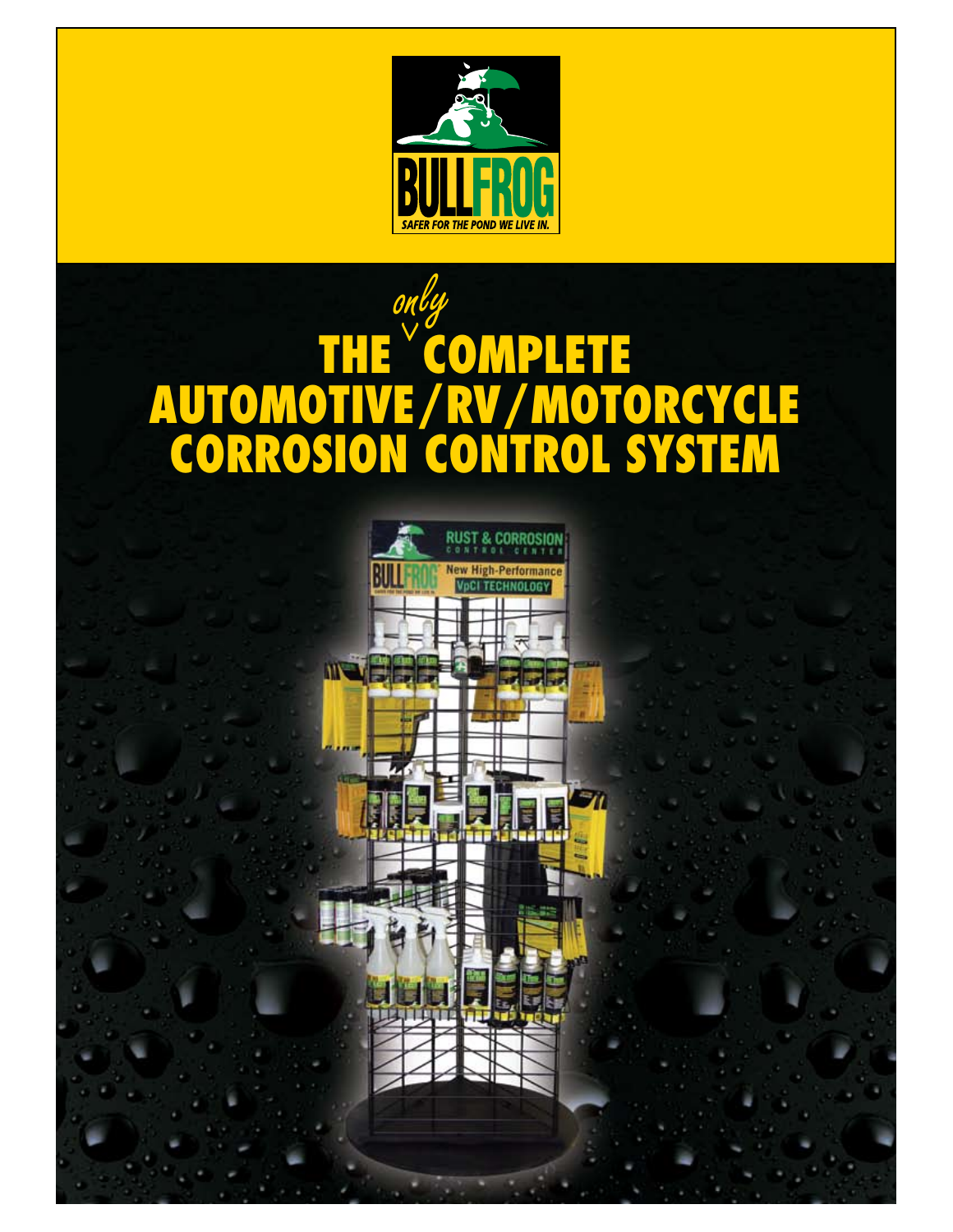BULLFROG

*SAFER FOR THE POND WE LIVE IN.*

# THE *only* COMPLETE AUTOMOTIVE/RV/MOTORCYCLE CORROSION CONTROL SYSTEM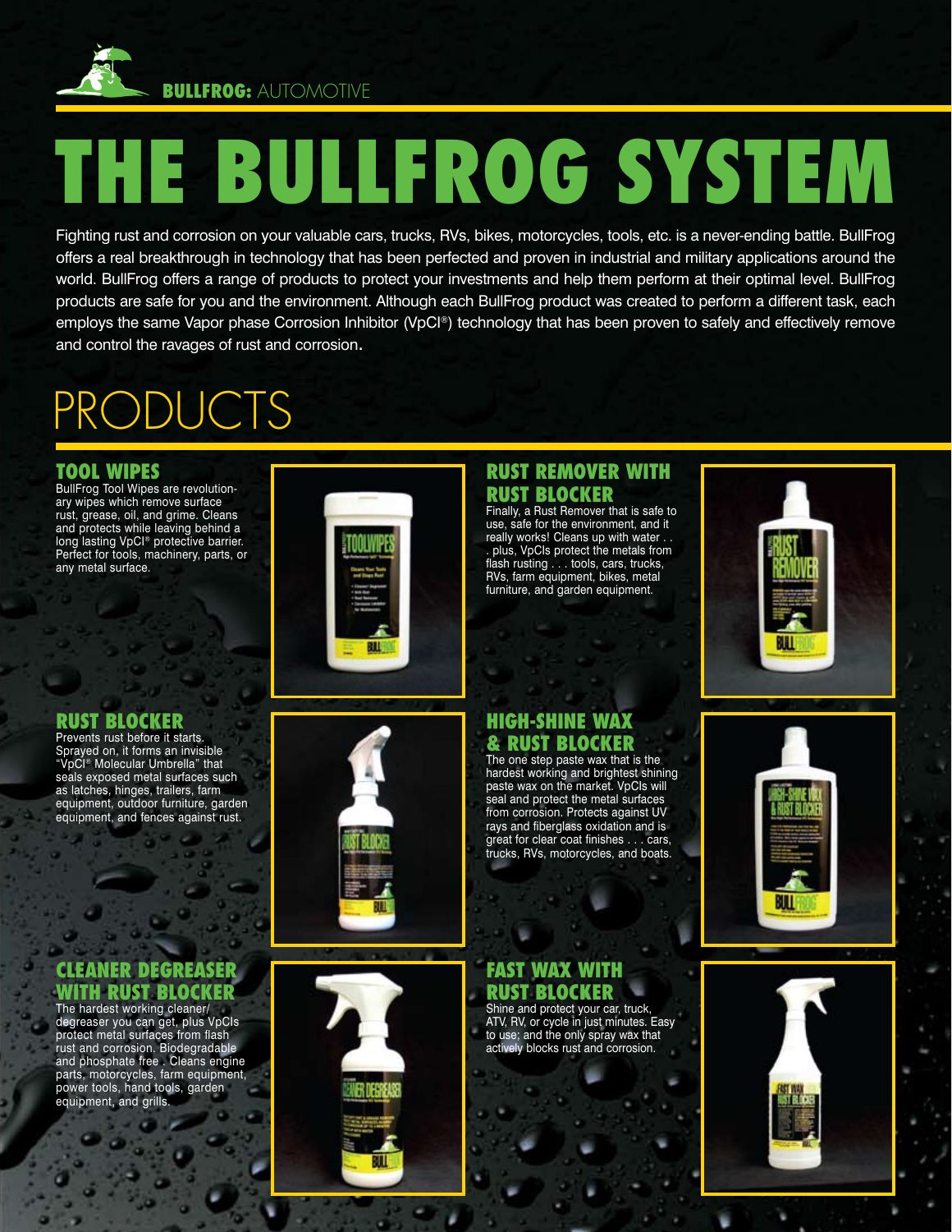**BULLFROG:** AUTOMOTIVE

# THE BULLFROG SYSTEM

Fighting rust and corrosion on your valuable cars, trucks, RVs, bikes, motorcycles, tools, etc. is a never-ending battle. BullFrog offers a real breakthrough in technology that has been perfected and proven in industrial and military applications around the world. BullFrog offers a range of products to protect your investments and help them perform at their optimal level. BullFrog products are safe for you and the environment. Although each BullFrog product was created to perform a different task, each employs the same Vapor phase Corrosion Inhibitor (VpCI®) technology that has been proven to safely and effectively remove and control the ravages of rust and corrosion.

## PRODUCTS

### TOOL WIPES

BullFrog Tool Wipes are revolutionary wipes which remove surface rust, grease, oil, and grime. Cleans and protects while leaving behind a long lasting VpCI® protective barrier. Perfect for tools, machinery, parts, or any metal surface.

### RUST REMOVER WITH RUST BLOCKER

Finally, a Rust Remover that is safe to use, safe for the environment, and it really works! Cleans up with water . . . plus, VpCIs protect the metals from flash rusting . . . tools, cars, trucks, RVs, farm equipment, bikes, metal furniture, and garden equipment.

### RUST BLOCKER

Prevents rust before it starts. Sprayed on, it forms an invisible "VpCI® Molecular Umbrella" that seals exposed metal surfaces such as latches, hinges, trailers, farm equipment, outdoor furniture, garden equipment, and fences against rust.

### HIGH-SHINE WAX & RUST BLOCKER

The one step paste wax that is the hardest working and brightest shining paste wax on the market. VpCIs will seal and protect the metal surfaces from corrosion. Protects against UV rays and fiberglass oxidation and is great for clear coat finishes . . . cars, trucks, RVs, motorcycles, and boats.

### CLEANER DEGREASER WITH RUST BLOCKER

The hardest working cleaner/degreaser you can get, plus VpCIs protect metal surfaces from flash rust and corrosion. Biodegradable and phosphate free . Cleans engine parts, motorcycles, farm equipment, power tools, hand tools, garden equipment, and grills.

### FAST WAX WITH RUST BLOCKER

Shine and protect your car, truck, ATV, RV, or cycle in just minutes. Easy to use; and the only spray wax that actively blocks rust and corrosion.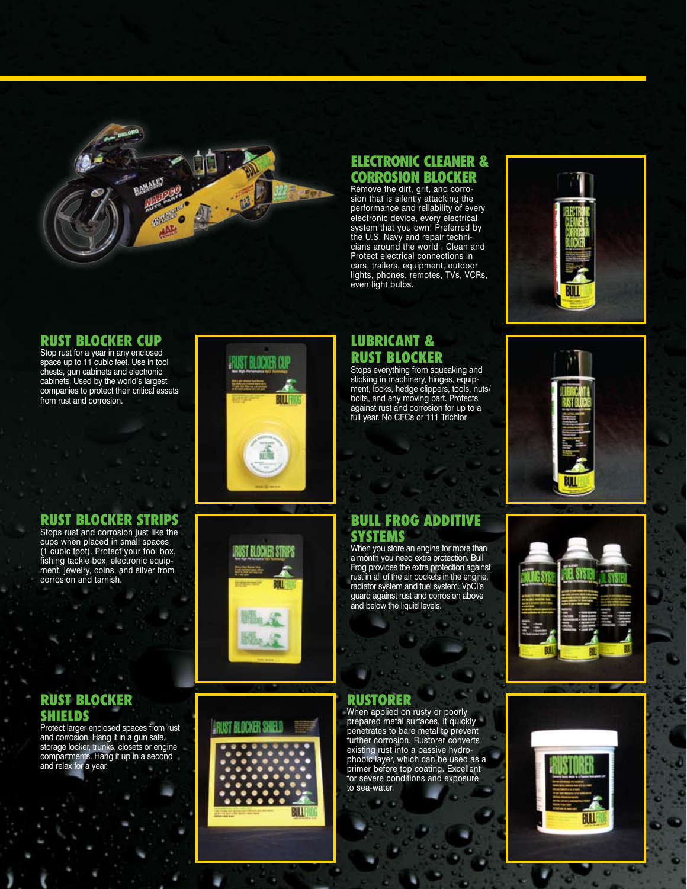## ELECTRONIC CLEANER & CORROSION BLOCKER

Remove the dirt, grit, and corrosion that is silently attacking the performance and reliability of every electronic device, every electrical system that you own! Preferred by the U.S. Navy and repair technicians around the world . Clean and Protect electrical connections in cars, trailers, equipment, outdoor lights, phones, remotes, TVs, VCRs, even light bulbs.

## RUST BLOCKER CUP

Stop rust for a year in any enclosed space up to 11 cubic feet. Use in tool chests, gun cabinets and electronic cabinets. Used by the world's largest companies to protect their critical assets from rust and corrosion.

## LUBRICANT & RUST BLOCKER

Stops everything from squeaking and sticking in machinery, hinges, equipment, locks, hedge clippers, tools, nuts/bolts, and any moving part. Protects against rust and corrosion for up to a full year. No CFCs or 111 Trichlor.

## RUST BLOCKER STRIPS

Stops rust and corrosion just like the cups when placed in small spaces (1 cubic foot). Protect your tool box, fishing tackle box, electronic equipment, jewelry, coins, and silver from corrosion and tarnish.

## BULL FROG ADDITIVE SYSTEMS

When you store an engine for more than a month you need extra protection. Bull Frog provides the extra protection against rust in all of the air pockets in the engine, radiator system and fuel system. VpCI's guard against rust and corrosion above and below the liquid levels.

## RUST BLOCKER SHIELDS

Protect larger enclosed spaces from rust and corrosion. Hang it in a gun safe, storage locker, trunks, closets or engine compartments. Hang it up in a second and relax for a year.

## RUSTORER

When applied on rusty or poorly prepared metal surfaces, it quickly penetrates to bare metal to prevent further corrosion. Rustorer converts existing rust into a passive hydrophobic layer, which can be used as a primer before top coating. Excellent for severe conditions and exposure to sea-water.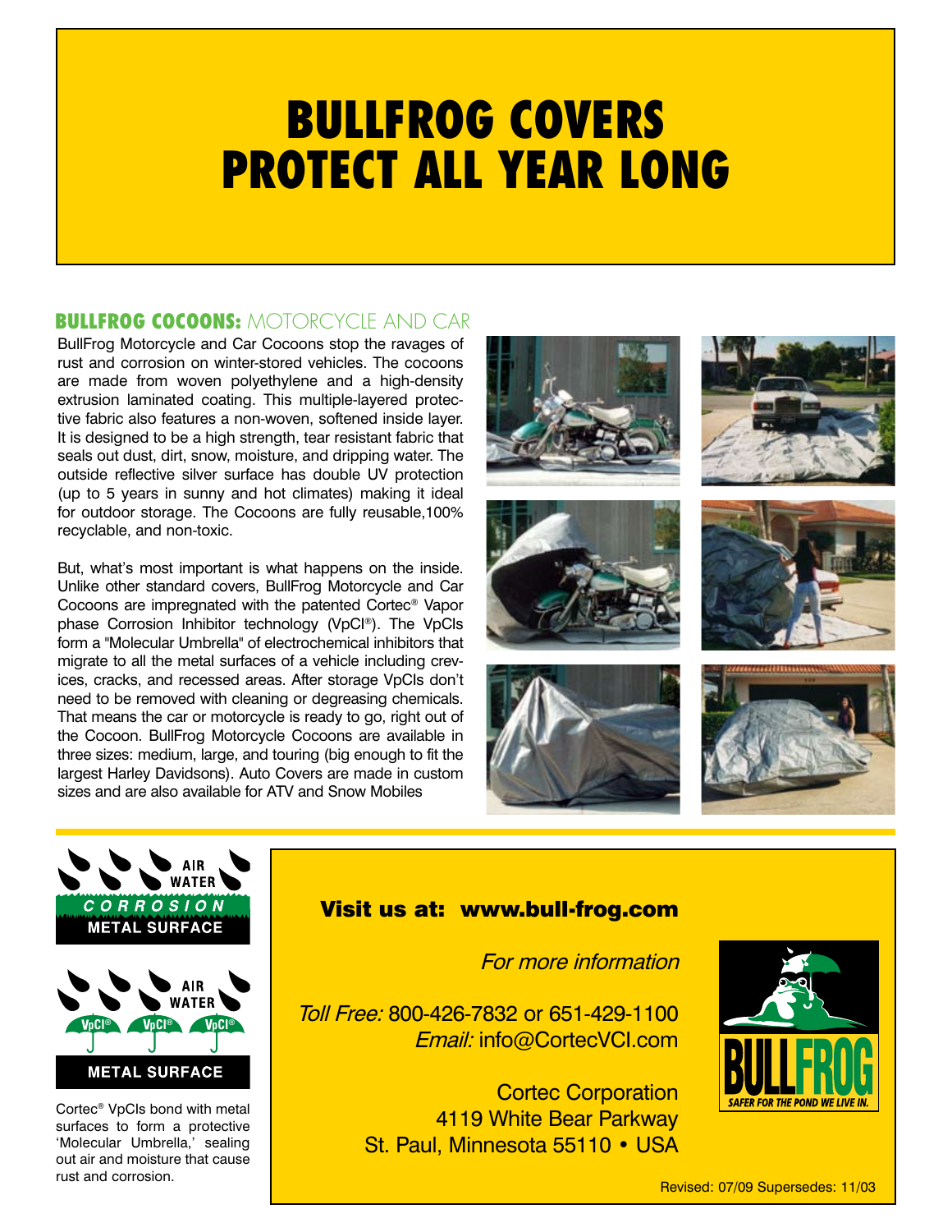# BULLFROG COVERS PROTECT ALL YEAR LONG

## BULLFROG COCOONS: MOTORCYCLE AND CAR

BullFrog Motorcycle and Car Cocoons stop the ravages of rust and corrosion on winter-stored vehicles. The cocoons are made from woven polyethylene and a high-density extrusion laminated coating. This multiple-layered protective fabric also features a non-woven, softened inside layer. It is designed to be a high strength, tear resistant fabric that seals out dust, dirt, snow, moisture, and dripping water. The outside reflective silver surface has double UV protection (up to 5 years in sunny and hot climates) making it ideal for outdoor storage. The Cocoons are fully reusable,100% recyclable, and non-toxic.

But, what's most important is what happens on the inside. Unlike other standard covers, BullFrog Motorcycle and Car Cocoons are impregnated with the patented Cortec® Vapor phase Corrosion Inhibitor technology (VpCI®). The VpCIs form a "Molecular Umbrella" of electrochemical inhibitors that migrate to all the metal surfaces of a vehicle including crevices, cracks, and recessed areas. After storage VpCIs don't need to be removed with cleaning or degreasing chemicals. That means the car or motorcycle is ready to go, right out of the Cocoon. BullFrog Motorcycle Cocoons are available in three sizes: medium, large, and touring (big enough to fit the largest Harley Davidsons). Auto Covers are made in custom sizes and are also available for ATV and Snow Mobiles

AIR
WATER
CORROSION
METAL SURFACE

AIR
WATER
VpCI® VpCI® VpCI®
METAL SURFACE

Cortec® VpCIs bond with metal surfaces to form a protective 'Molecular Umbrella,' sealing out air and moisture that cause rust and corrosion.

**Visit us at: www.bull-frog.com**

*For more information*

*Toll Free:* 800-426-7832 or 651-429-1100
*Email:* info@CortecVCI.com

Cortec Corporation
4119 White Bear Parkway
St. Paul, Minnesota 55110 • USA

BULLFROG
SAFER FOR THE POND WE LIVE IN.

Revised: 07/09 Supersedes: 11/03